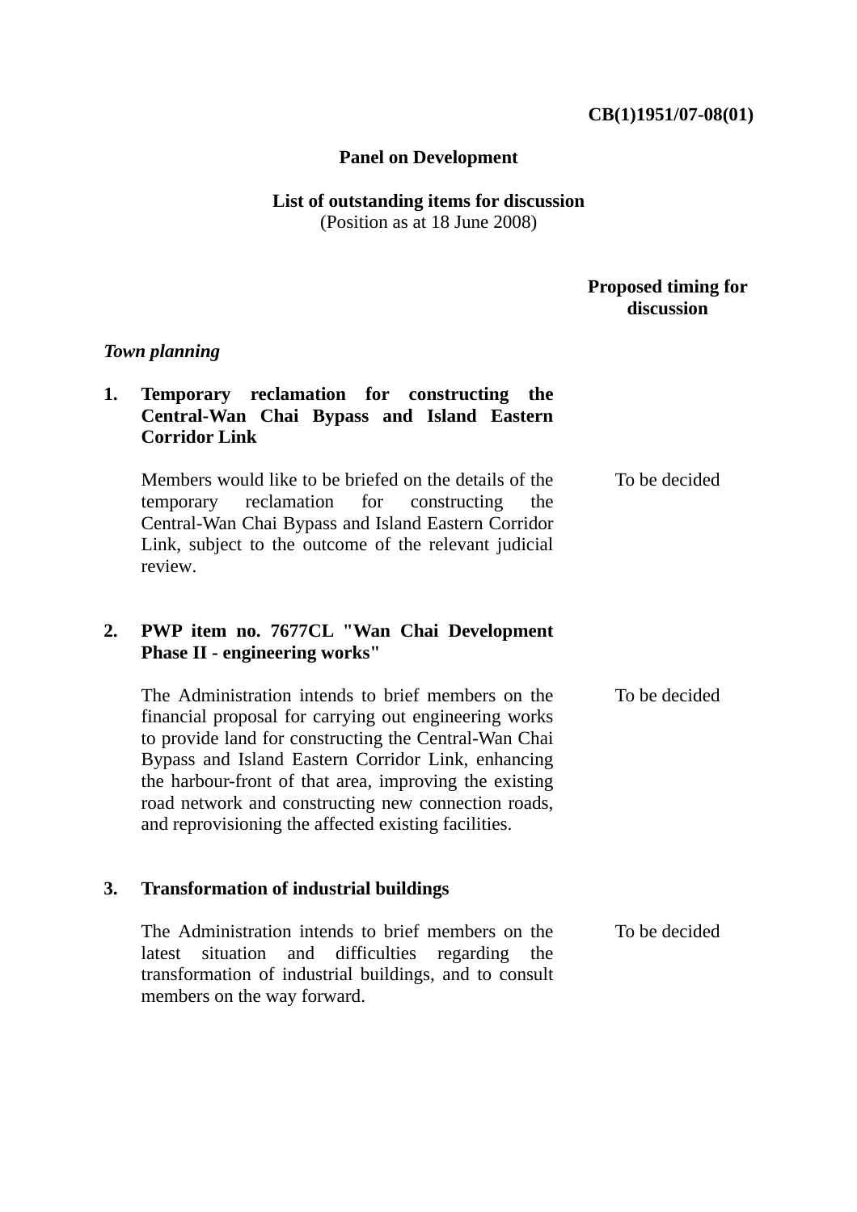**CB(1)1951/07-08(01)**

**Panel on Development**

**List of outstanding items for discussion**
(Position as at 18 June 2008)

| | Proposed timing for discussion |
|---|---|
| ***Town planning*** | |
| **1. Temporary reclamation for constructing the Central-Wan Chai Bypass and Island Eastern Corridor Link** | |
| Members would like to be briefed on the details of the temporary reclamation for constructing the Central-Wan Chai Bypass and Island Eastern Corridor Link, subject to the outcome of the relevant judicial review. | To be decided |
| **2. PWP item no. 7677CL "Wan Chai Development Phase II - engineering works"** | |
| The Administration intends to brief members on the financial proposal for carrying out engineering works to provide land for constructing the Central-Wan Chai Bypass and Island Eastern Corridor Link, enhancing the harbour-front of that area, improving the existing road network and constructing new connection roads, and reprovisioning the affected existing facilities. | To be decided |
| **3. Transformation of industrial buildings** | |
| The Administration intends to brief members on the latest situation and difficulties regarding the transformation of industrial buildings, and to consult members on the way forward. | To be decided |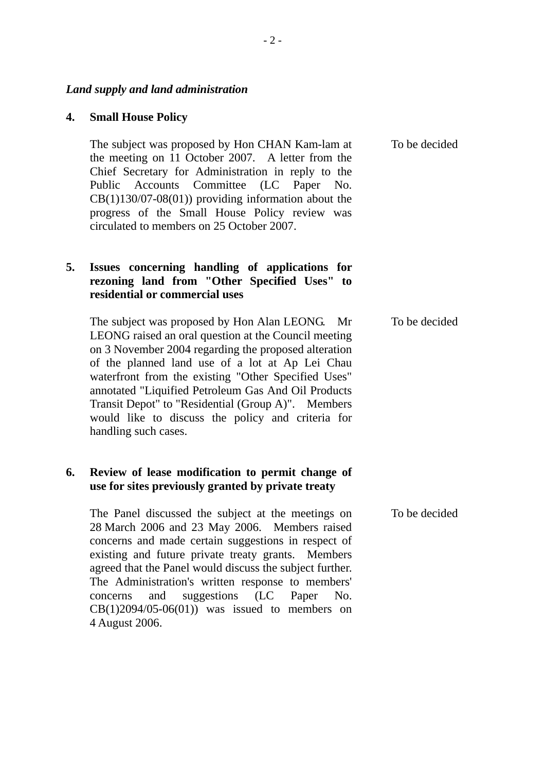*Land supply and land administration*

**4. Small House Policy**

The subject was proposed by Hon CHAN Kam-lam at the meeting on 11 October 2007. A letter from the Chief Secretary for Administration in reply to the Public Accounts Committee (LC Paper No. CB(1)130/07-08(01)) providing information about the progress of the Small House Policy review was circulated to members on 25 October 2007.

To be decided

**5. Issues concerning handling of applications for rezoning land from "Other Specified Uses" to residential or commercial uses**

The subject was proposed by Hon Alan LEONG. Mr LEONG raised an oral question at the Council meeting on 3 November 2004 regarding the proposed alteration of the planned land use of a lot at Ap Lei Chau waterfront from the existing "Other Specified Uses" annotated "Liquified Petroleum Gas And Oil Products Transit Depot" to "Residential (Group A)". Members would like to discuss the policy and criteria for handling such cases.

To be decided

**6. Review of lease modification to permit change of use for sites previously granted by private treaty**

The Panel discussed the subject at the meetings on 28 March 2006 and 23 May 2006. Members raised concerns and made certain suggestions in respect of existing and future private treaty grants. Members agreed that the Panel would discuss the subject further. The Administration's written response to members' concerns and suggestions (LC Paper No. CB(1)2094/05-06(01)) was issued to members on 4 August 2006.

To be decided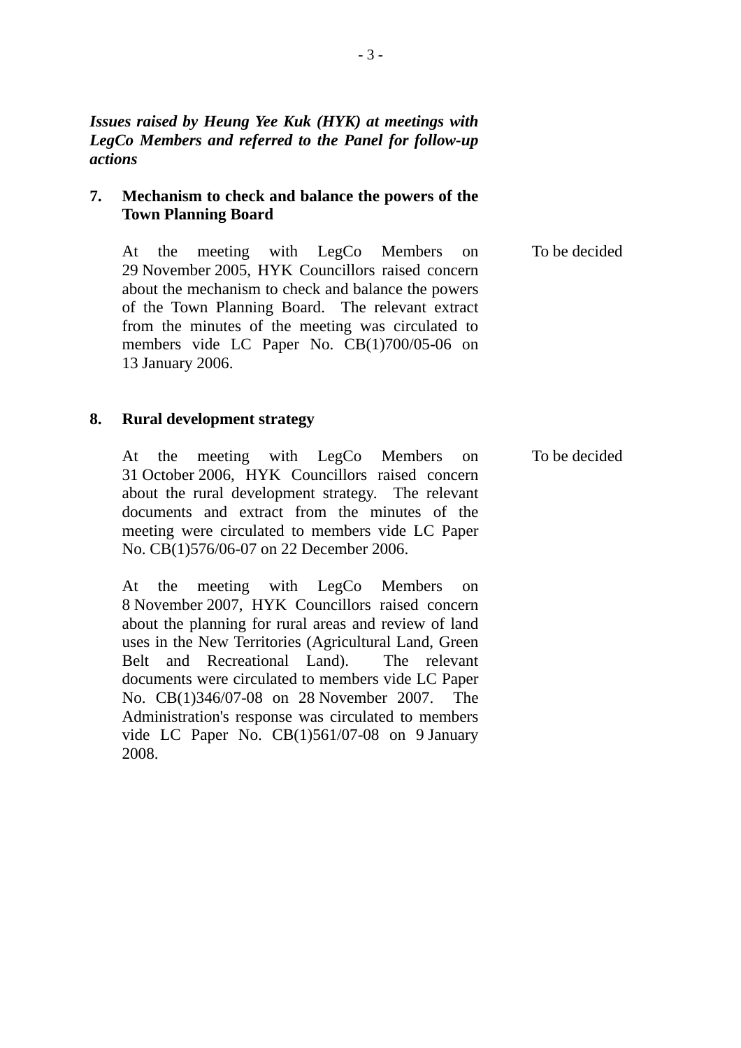***Issues raised by Heung Yee Kuk (HYK) at meetings with LegCo Members and referred to the Panel for follow-up actions***

| | | |
|---|---|---|
| **7.** | **Mechanism to check and balance the powers of the Town Planning Board**<br><br>At the meeting with LegCo Members on 29 November 2005, HYK Councillors raised concern about the mechanism to check and balance the powers of the Town Planning Board. The relevant extract from the minutes of the meeting was circulated to members vide LC Paper No. CB(1)700/05-06 on 13 January 2006. | To be decided |
| **8.** | **Rural development strategy**<br><br>At the meeting with LegCo Members on 31 October 2006, HYK Councillors raised concern about the rural development strategy. The relevant documents and extract from the minutes of the meeting were circulated to members vide LC Paper No. CB(1)576/06-07 on 22 December 2006.<br><br>At the meeting with LegCo Members on 8 November 2007, HYK Councillors raised concern about the planning for rural areas and review of land uses in the New Territories (Agricultural Land, Green Belt and Recreational Land). The relevant documents were circulated to members vide LC Paper No. CB(1)346/07-08 on 28 November 2007. The Administration's response was circulated to members vide LC Paper No. CB(1)561/07-08 on 9 January 2008. | To be decided |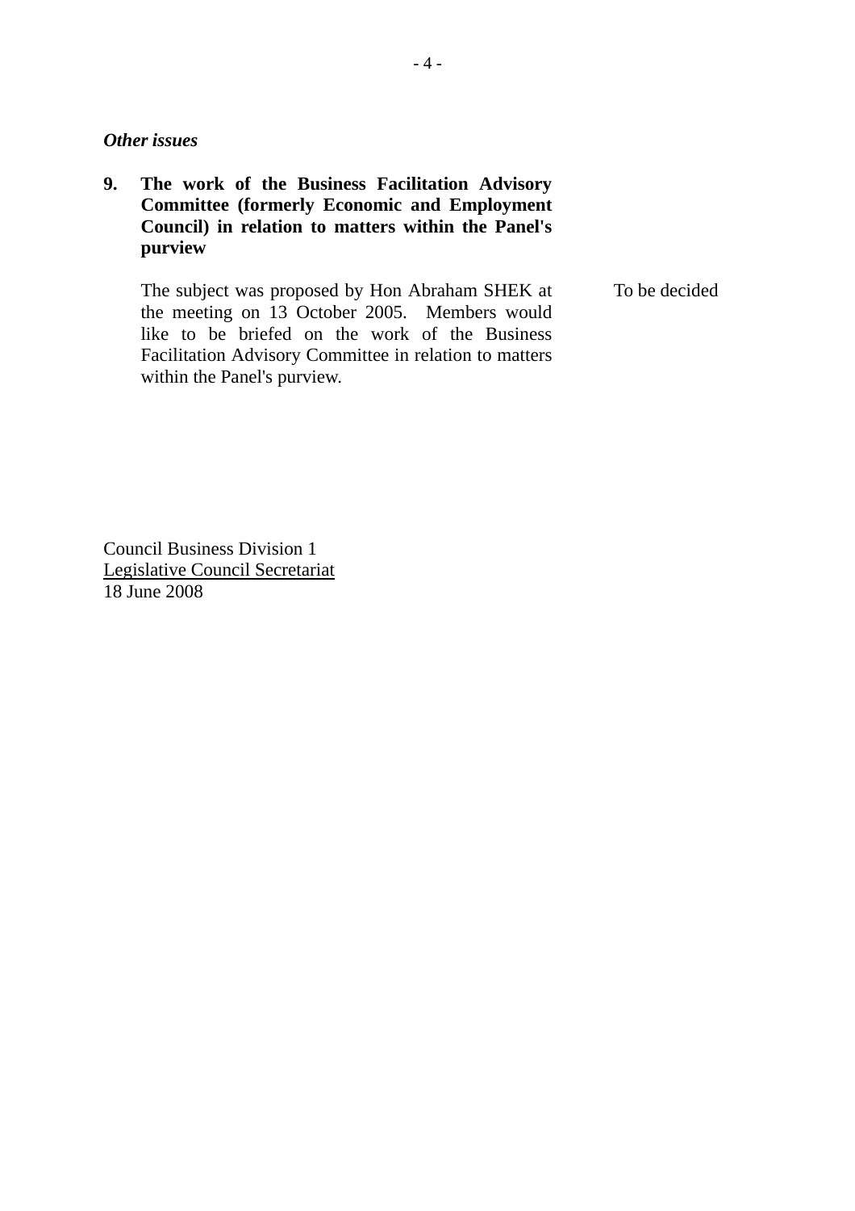*Other issues*

**9. The work of the Business Facilitation Advisory Committee (formerly Economic and Employment Council) in relation to matters within the Panel's purview**

| | |
|---|---|
| The subject was proposed by Hon Abraham SHEK at the meeting on 13 October 2005. Members would like to be briefed on the work of the Business Facilitation Advisory Committee in relation to matters within the Panel's purview. | To be decided |

Council Business Division 1
Legislative Council Secretariat
18 June 2008